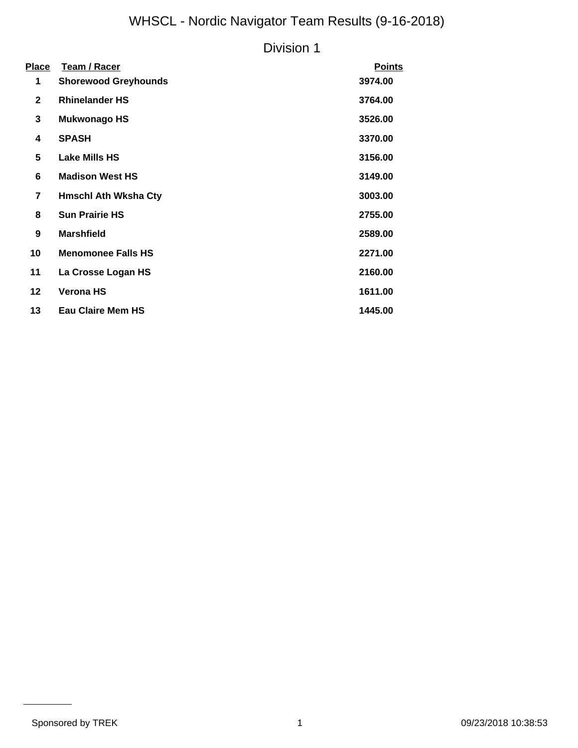# WHSCL - Nordic Navigator Team Results (9-16-2018)

## Division 1

| Place | Team / Racer | Points |
|---|---|---|
| 1 | **Shorewood Greyhounds** | **3974.00** |
| 2 | **Rhinelander HS** | **3764.00** |
| 3 | **Mukwonago HS** | **3526.00** |
| 4 | **SPASH** | **3370.00** |
| 5 | **Lake Mills HS** | **3156.00** |
| 6 | **Madison West HS** | **3149.00** |
| 7 | **Hmschl Ath Wksha Cty** | **3003.00** |
| 8 | **Sun Prairie HS** | **2755.00** |
| 9 | **Marshfield** | **2589.00** |
| 10 | **Menomonee Falls HS** | **2271.00** |
| 11 | **La Crosse Logan HS** | **2160.00** |
| 12 | **Verona HS** | **1611.00** |
| 13 | **Eau Claire Mem HS** | **1445.00** |

Sponsored by TREK

09/23/2018 10:38:53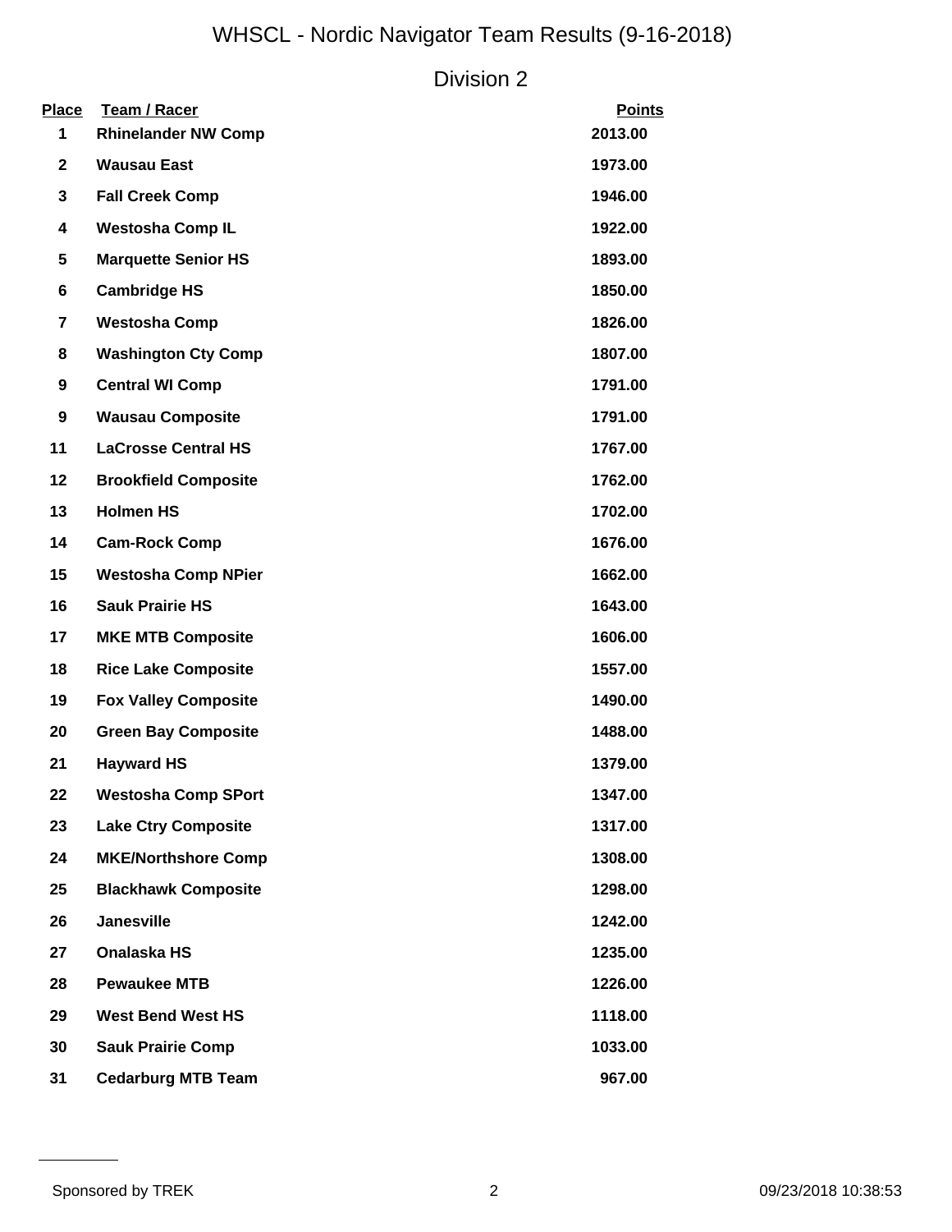# WHSCL - Nordic Navigator Team Results (9-16-2018)

## Division 2

| Place | Team / Racer | Points |
| --- | --- | --- |
| 1 | **Rhinelander NW Comp** | 2013.00 |
| 2 | **Wausau East** | 1973.00 |
| 3 | **Fall Creek Comp** | 1946.00 |
| 4 | **Westosha Comp IL** | 1922.00 |
| 5 | **Marquette Senior HS** | 1893.00 |
| 6 | **Cambridge HS** | 1850.00 |
| 7 | **Westosha Comp** | 1826.00 |
| 8 | **Washington Cty Comp** | 1807.00 |
| 9 | **Central WI Comp** | 1791.00 |
| 9 | **Wausau Composite** | 1791.00 |
| 11 | **LaCrosse Central HS** | 1767.00 |
| 12 | **Brookfield Composite** | 1762.00 |
| 13 | **Holmen HS** | 1702.00 |
| 14 | **Cam-Rock Comp** | 1676.00 |
| 15 | **Westosha Comp NPier** | 1662.00 |
| 16 | **Sauk Prairie HS** | 1643.00 |
| 17 | **MKE MTB Composite** | 1606.00 |
| 18 | **Rice Lake Composite** | 1557.00 |
| 19 | **Fox Valley Composite** | 1490.00 |
| 20 | **Green Bay Composite** | 1488.00 |
| 21 | **Hayward HS** | 1379.00 |
| 22 | **Westosha Comp SPort** | 1347.00 |
| 23 | **Lake Ctry Composite** | 1317.00 |
| 24 | **MKE/Northshore Comp** | 1308.00 |
| 25 | **Blackhawk Composite** | 1298.00 |
| 26 | **Janesville** | 1242.00 |
| 27 | **Onalaska HS** | 1235.00 |
| 28 | **Pewaukee MTB** | 1226.00 |
| 29 | **West Bend West HS** | 1118.00 |
| 30 | **Sauk Prairie Comp** | 1033.00 |
| 31 | **Cedarburg MTB Team** | 967.00 |

Sponsored by TREK

09/23/2018 10:38:53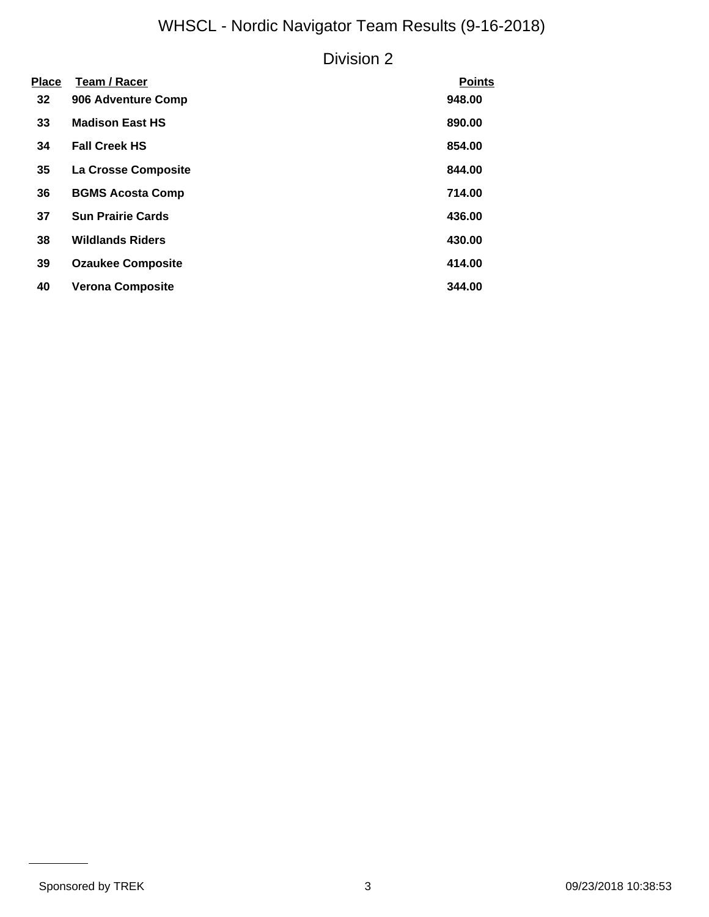# WHSCL - Nordic Navigator Team Results (9-16-2018)

## Division 2

| Place | Team / Racer | Points |
|---|---|---|
| 32 | **906 Adventure Comp** | **948.00** |
| 33 | **Madison East HS** | **890.00** |
| 34 | **Fall Creek HS** | **854.00** |
| 35 | **La Crosse Composite** | **844.00** |
| 36 | **BGMS Acosta Comp** | **714.00** |
| 37 | **Sun Prairie Cards** | **436.00** |
| 38 | **Wildlands Riders** | **430.00** |
| 39 | **Ozaukee Composite** | **414.00** |
| 40 | **Verona Composite** | **344.00** |

Sponsored by TREK

09/23/2018 10:38:53